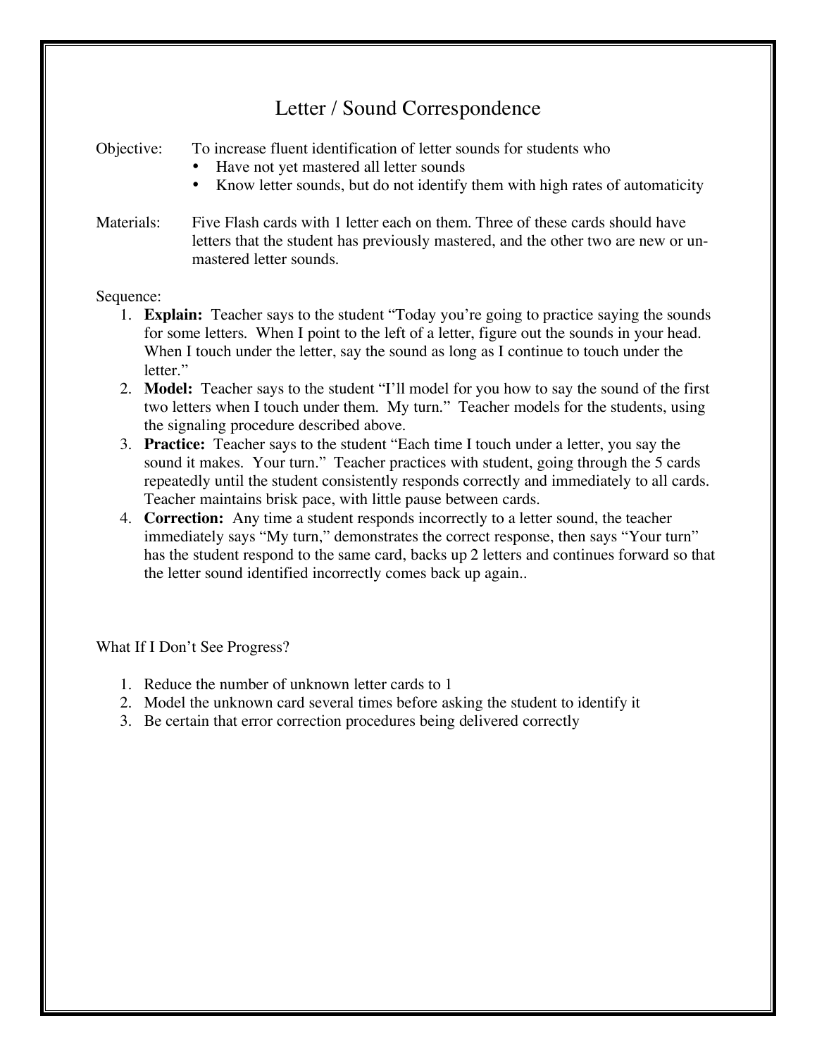# Letter / Sound Correspondence

Objective: To increase fluent identification of letter sounds for students who

- Have not yet mastered all letter sounds
- Know letter sounds, but do not identify them with high rates of automaticity

Materials: Five Flash cards with 1 letter each on them. Three of these cards should have letters that the student has previously mastered, and the other two are new or un-mastered letter sounds.

Sequence:

1. **Explain:** Teacher says to the student "Today you're going to practice saying the sounds for some letters. When I point to the left of a letter, figure out the sounds in your head. When I touch under the letter, say the sound as long as I continue to touch under the letter."
2. **Model:** Teacher says to the student "I'll model for you how to say the sound of the first two letters when I touch under them. My turn." Teacher models for the students, using the signaling procedure described above.
3. **Practice:** Teacher says to the student "Each time I touch under a letter, you say the sound it makes. Your turn." Teacher practices with student, going through the 5 cards repeatedly until the student consistently responds correctly and immediately to all cards. Teacher maintains brisk pace, with little pause between cards.
4. **Correction:** Any time a student responds incorrectly to a letter sound, the teacher immediately says "My turn," demonstrates the correct response, then says "Your turn" has the student respond to the same card, backs up 2 letters and continues forward so that the letter sound identified incorrectly comes back up again..

What If I Don't See Progress?

1. Reduce the number of unknown letter cards to 1
2. Model the unknown card several times before asking the student to identify it
3. Be certain that error correction procedures being delivered correctly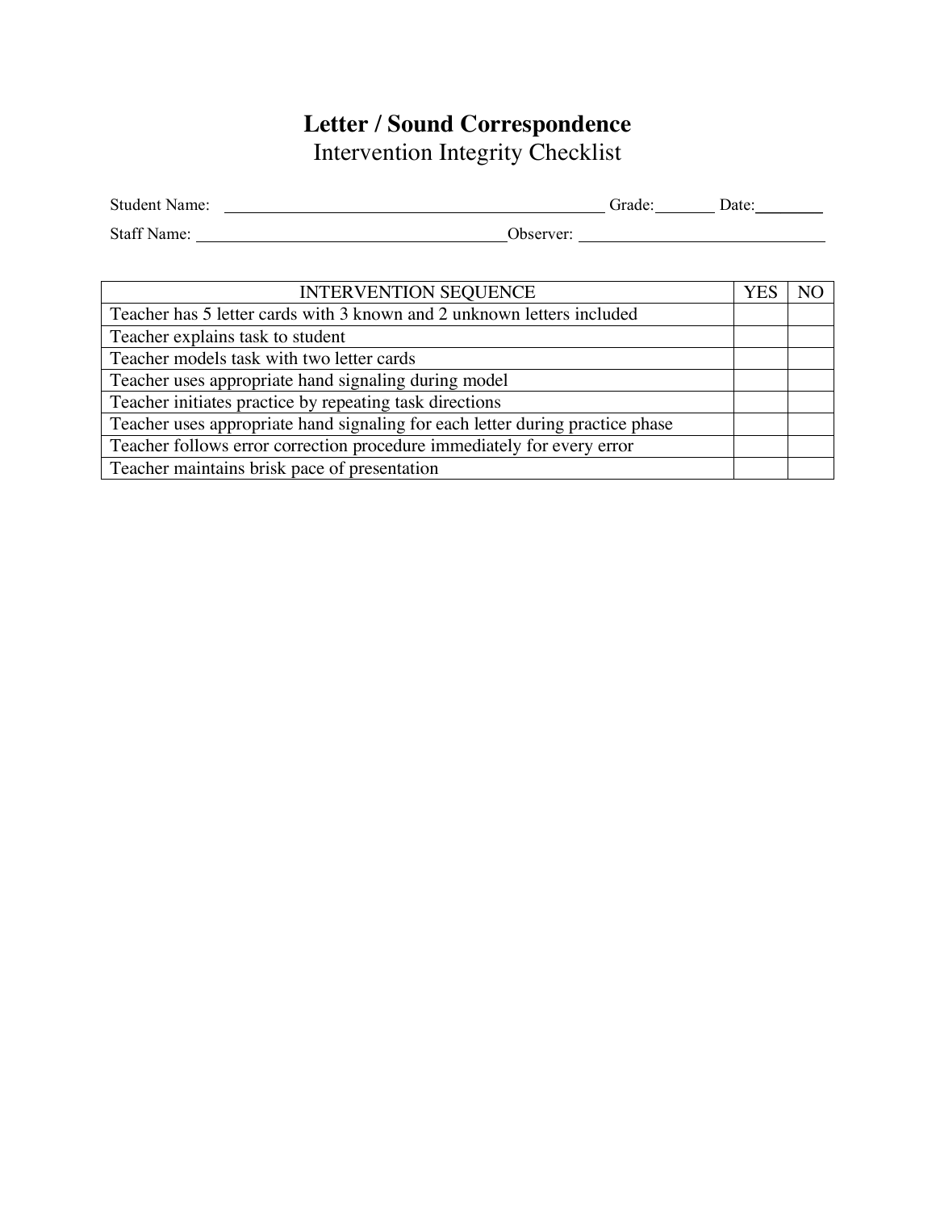# Letter / Sound Correspondence

Intervention Integrity Checklist

Student Name: ______________________________ Grade: ______ Date: ________

Staff Name: ______________________________ Observer: ______________________________

| INTERVENTION SEQUENCE | YES | NO |
|---|---|---|
| Teacher has 5 letter cards with 3 known and 2 unknown letters included | | |
| Teacher explains task to student | | |
| Teacher models task with two letter cards | | |
| Teacher uses appropriate hand signaling during model | | |
| Teacher initiates practice by repeating task directions | | |
| Teacher uses appropriate hand signaling for each letter during practice phase | | |
| Teacher follows error correction procedure immediately for every error | | |
| Teacher maintains brisk pace of presentation | | |